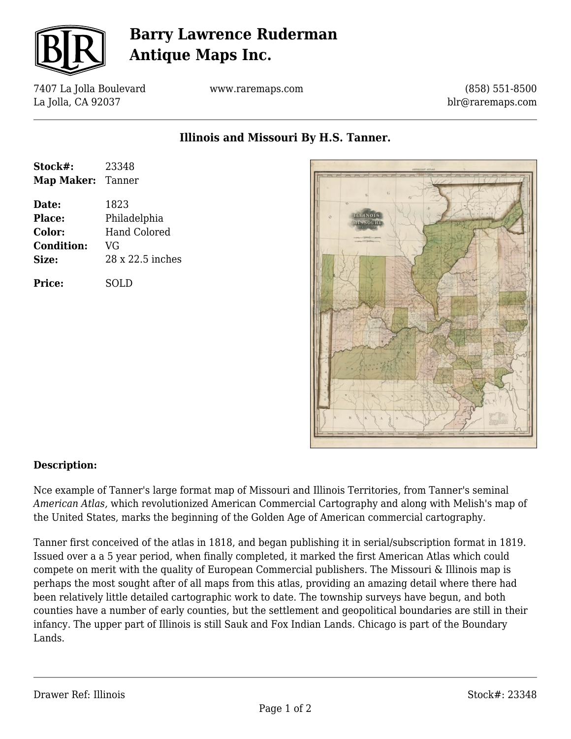# Barry Lawrence Ruderman Antique Maps Inc.

7407 La Jolla Boulevard
La Jolla, CA 92037

www.raremaps.com

(858) 551-8500
blr@raremaps.com

## Illinois and Missouri By H.S. Tanner.

**Stock#:** 23348
**Map Maker:** Tanner

**Date:** 1823
**Place:** Philadelphia
**Color:** Hand Colored
**Condition:** VG
**Size:** 28 x 22.5 inches

**Price:** SOLD

**Description:**

Nce example of Tanner's large format map of Missouri and Illinois Territories, from Tanner's seminal *American Atlas,* which revolutionized American Commercial Cartography and along with Melish's map of the United States, marks the beginning of the Golden Age of American commercial cartography.

Tanner first conceived of the atlas in 1818, and began publishing it in serial/subscription format in 1819. Issued over a a 5 year period, when finally completed, it marked the first American Atlas which could compete on merit with the quality of European Commercial publishers. The Missouri & Illinois map is perhaps the most sought after of all maps from this atlas, providing an amazing detail where there had been relatively little detailed cartographic work to date. The township surveys have begun, and both counties have a number of early counties, but the settlement and geopolitical boundaries are still in their infancy. The upper part of Illinois is still Sauk and Fox Indian Lands. Chicago is part of the Boundary Lands.

Drawer Ref: Illinois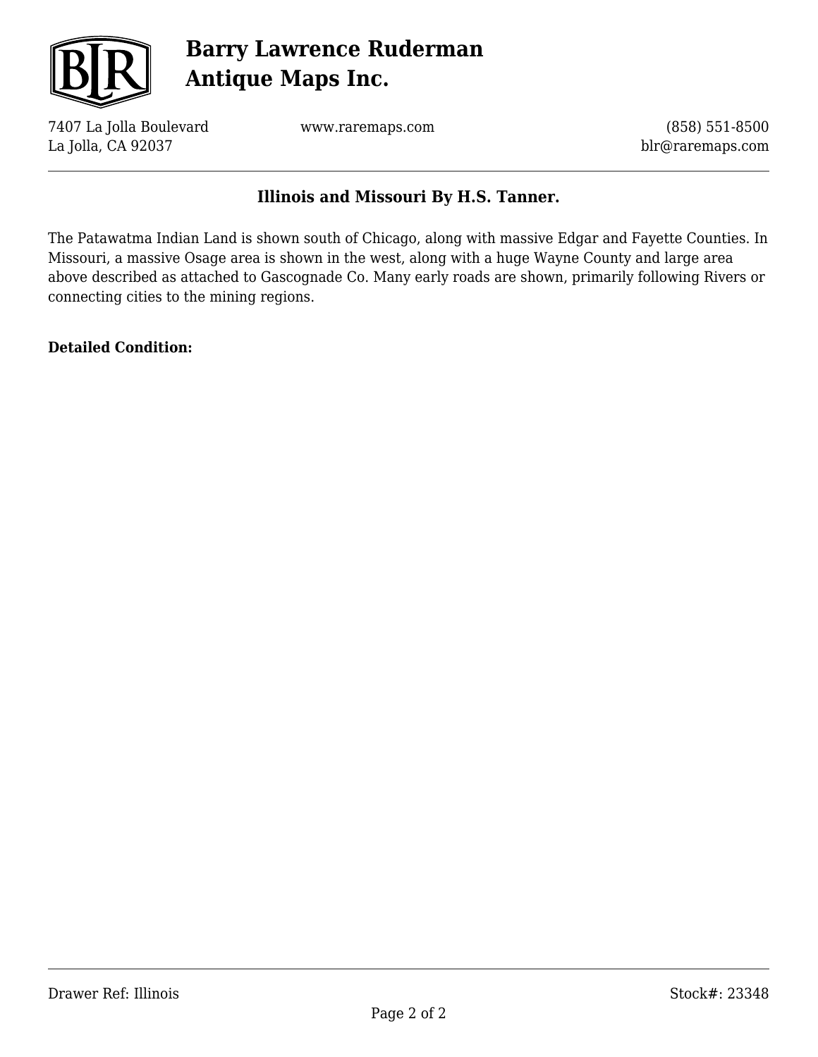**Illinois and Missouri By H.S. Tanner.**

The Patawatma Indian Land is shown south of Chicago, along with massive Edgar and Fayette Counties. In Missouri, a massive Osage area is shown in the west, along with a huge Wayne County and large area above described as attached to Gascognade Co. Many early roads are shown, primarily following Rivers or connecting cities to the mining regions.

**Detailed Condition:**